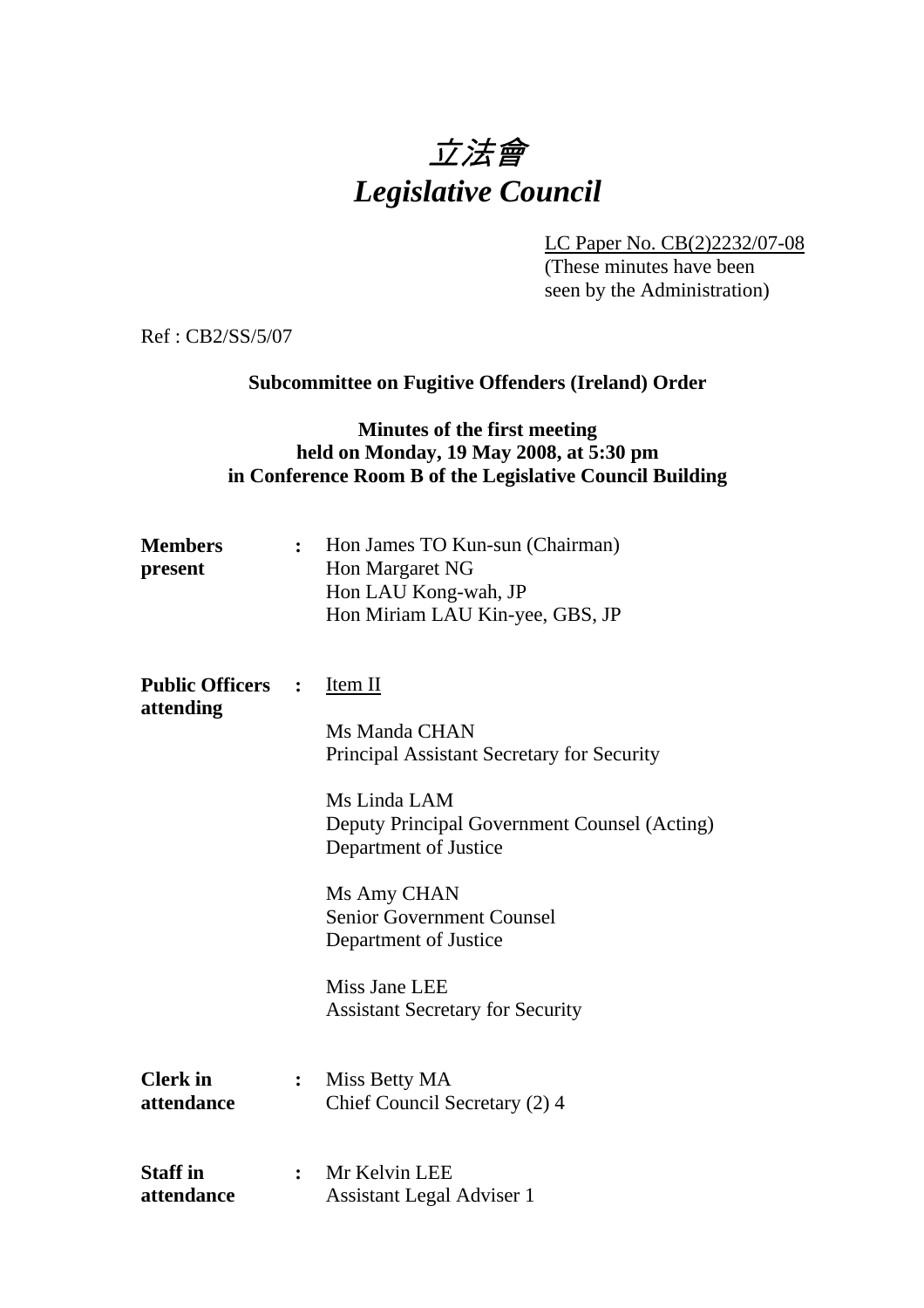# *立法會*
# *Legislative Council*

LC Paper No. CB(2)2232/07-08
(These minutes have been seen by the Administration)

Ref : CB2/SS/5/07

**Subcommittee on Fugitive Offenders (Ireland) Order**

**Minutes of the first meeting**
**held on Monday, 19 May 2008, at 5:30 pm**
**in Conference Room B of the Legislative Council Building**

**Members present** : Hon James TO Kun-sun (Chairman)
Hon Margaret NG
Hon LAU Kong-wah, JP
Hon Miriam LAU Kin-yee, GBS, JP

**Public Officers attending** : Item II

Ms Manda CHAN
Principal Assistant Secretary for Security

Ms Linda LAM
Deputy Principal Government Counsel (Acting)
Department of Justice

Ms Amy CHAN
Senior Government Counsel
Department of Justice

Miss Jane LEE
Assistant Secretary for Security

**Clerk in attendance** : Miss Betty MA
Chief Council Secretary (2) 4

**Staff in attendance** : Mr Kelvin LEE
Assistant Legal Adviser 1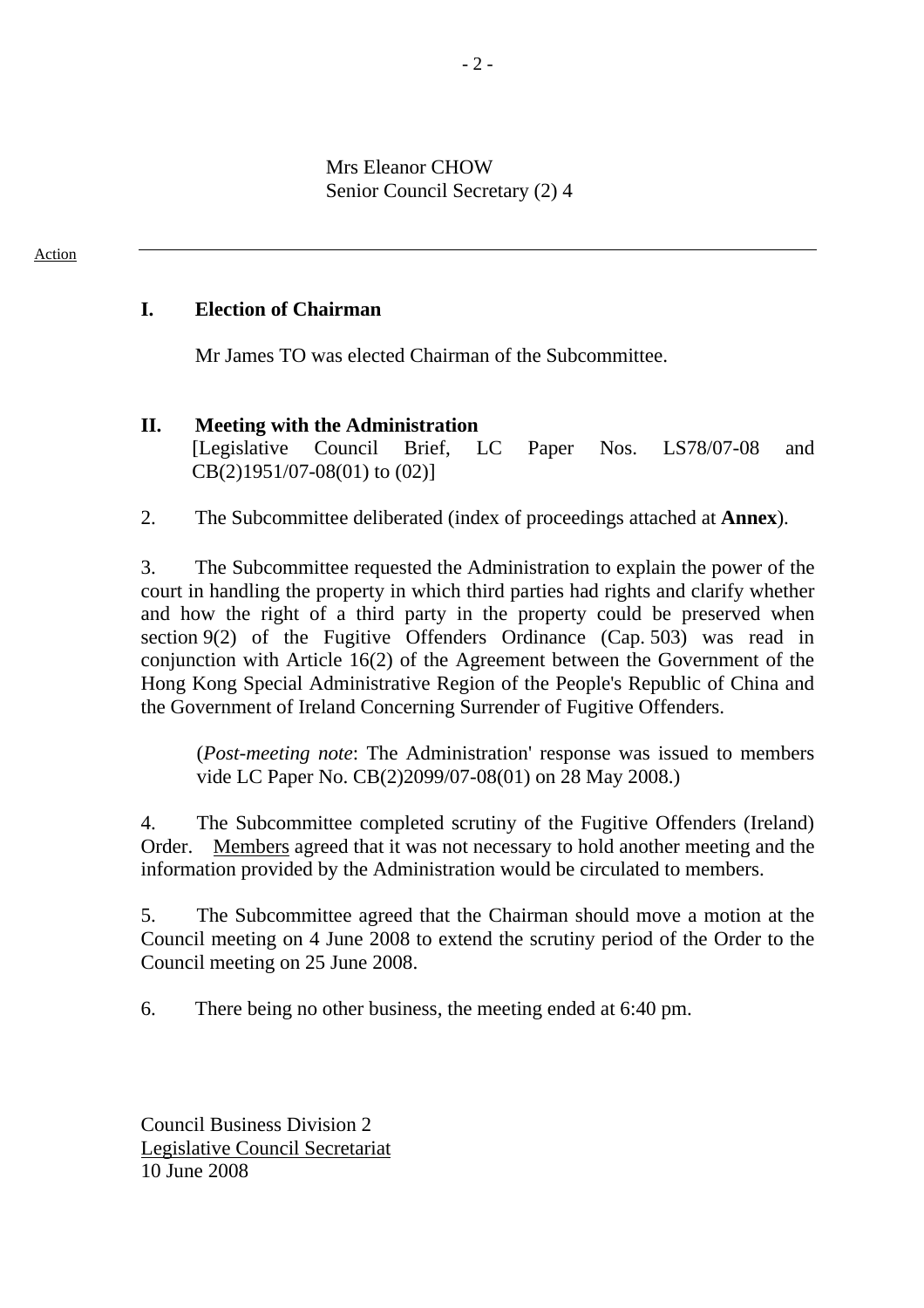Mrs Eleanor CHOW
Senior Council Secretary (2) 4

Action

---

**I. Election of Chairman**

Mr James TO was elected Chairman of the Subcommittee.

**II. Meeting with the Administration**
[Legislative Council Brief, LC Paper Nos. LS78/07-08 and CB(2)1951/07-08(01) to (02)]

2. The Subcommittee deliberated (index of proceedings attached at **Annex**).

3. The Subcommittee requested the Administration to explain the power of the court in handling the property in which third parties had rights and clarify whether and how the right of a third party in the property could be preserved when section 9(2) of the Fugitive Offenders Ordinance (Cap. 503) was read in conjunction with Article 16(2) of the Agreement between the Government of the Hong Kong Special Administrative Region of the People's Republic of China and the Government of Ireland Concerning Surrender of Fugitive Offenders.

(*Post-meeting note*: The Administration' response was issued to members vide LC Paper No. CB(2)2099/07-08(01) on 28 May 2008.)

4. The Subcommittee completed scrutiny of the Fugitive Offenders (Ireland) Order. Members agreed that it was not necessary to hold another meeting and the information provided by the Administration would be circulated to members.

5. The Subcommittee agreed that the Chairman should move a motion at the Council meeting on 4 June 2008 to extend the scrutiny period of the Order to the Council meeting on 25 June 2008.

6. There being no other business, the meeting ended at 6:40 pm.

Council Business Division 2
Legislative Council Secretariat
10 June 2008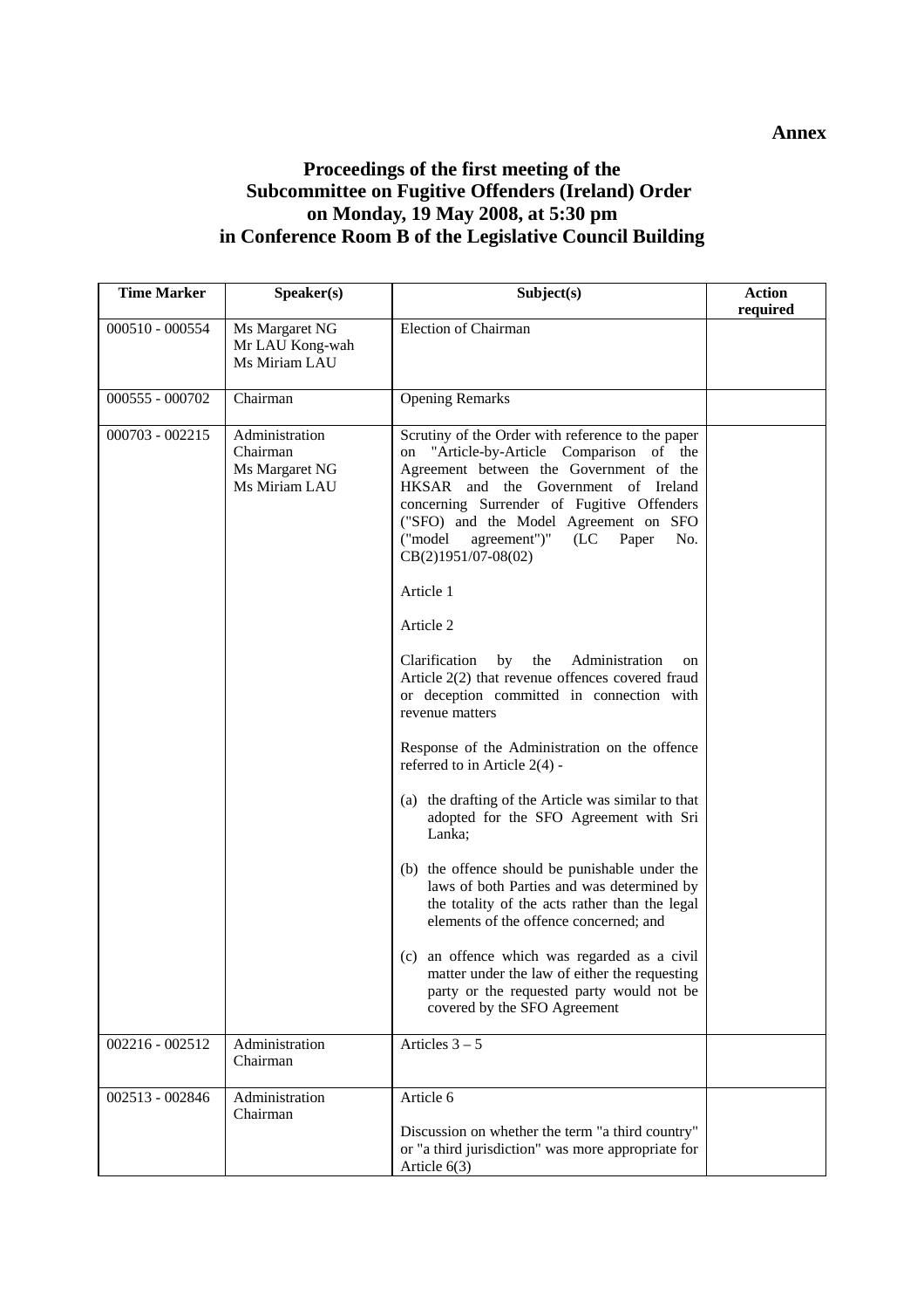**Annex**

# Proceedings of the first meeting of the Subcommittee on Fugitive Offenders (Ireland) Order on Monday, 19 May 2008, at 5:30 pm in Conference Room B of the Legislative Council Building

| Time Marker | Speaker(s) | Subject(s) | Action required |
|---|---|---|---|
| 000510 - 000554 | Ms Margaret NG<br>Mr LAU Kong-wah<br>Ms Miriam LAU | Election of Chairman | |
| 000555 - 000702 | Chairman | Opening Remarks | |
| 000703 - 002215 | Administration<br>Chairman<br>Ms Margaret NG<br>Ms Miriam LAU | Scrutiny of the Order with reference to the paper on "Article-by-Article Comparison of the Agreement between the Government of the HKSAR and the Government of Ireland concerning Surrender of Fugitive Offenders ("SFO) and the Model Agreement on SFO ("model agreement")" (LC Paper No. CB(2)1951/07-08(02)<br><br>Article 1<br><br>Article 2<br><br>Clarification by the Administration on Article 2(2) that revenue offences covered fraud or deception committed in connection with revenue matters<br><br>Response of the Administration on the offence referred to in Article 2(4) -<br><br>(a) the drafting of the Article was similar to that adopted for the SFO Agreement with Sri Lanka;<br><br>(b) the offence should be punishable under the laws of both Parties and was determined by the totality of the acts rather than the legal elements of the offence concerned; and<br><br>(c) an offence which was regarded as a civil matter under the law of either the requesting party or the requested party would not be covered by the SFO Agreement | |
| 002216 - 002512 | Administration<br>Chairman | Articles 3 – 5 | |
| 002513 - 002846 | Administration<br>Chairman | Article 6<br><br>Discussion on whether the term "a third country" or "a third jurisdiction" was more appropriate for Article 6(3) | |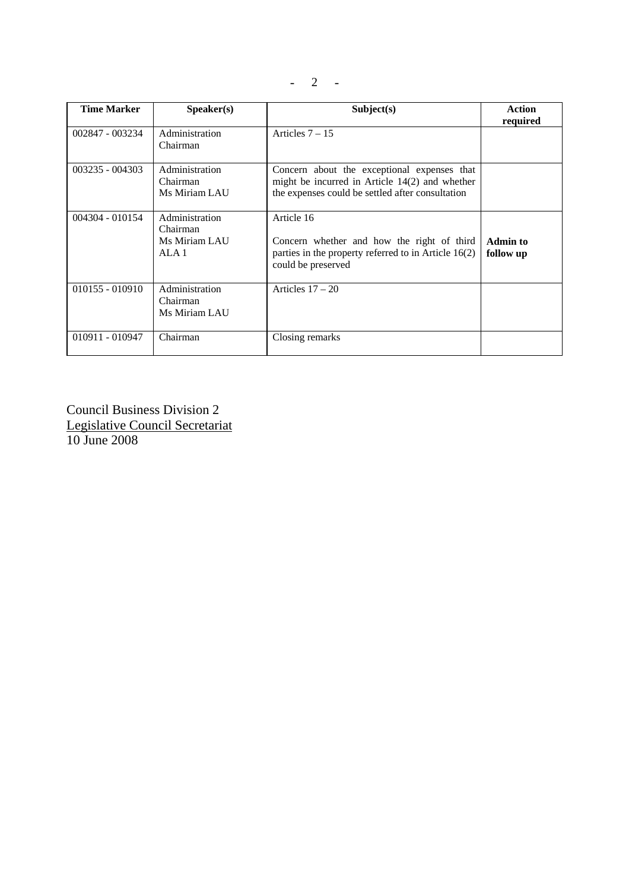| Time Marker | Speaker(s) | Subject(s) | Action required |
|---|---|---|---|
| 002847 - 003234 | Administration<br>Chairman | Articles 7 – 15 | |
| 003235 - 004303 | Administration<br>Chairman<br>Ms Miriam LAU | Concern about the exceptional expenses that might be incurred in Article 14(2) and whether the expenses could be settled after consultation | |
| 004304 - 010154 | Administration<br>Chairman<br>Ms Miriam LAU<br>ALA 1 | Article 16<br><br>Concern whether and how the right of third parties in the property referred to in Article 16(2) could be preserved | **Admin to follow up** |
| 010155 - 010910 | Administration<br>Chairman<br>Ms Miriam LAU | Articles 17 – 20 | |
| 010911 - 010947 | Chairman | Closing remarks | |

Council Business Division 2
Legislative Council Secretariat
10 June 2008